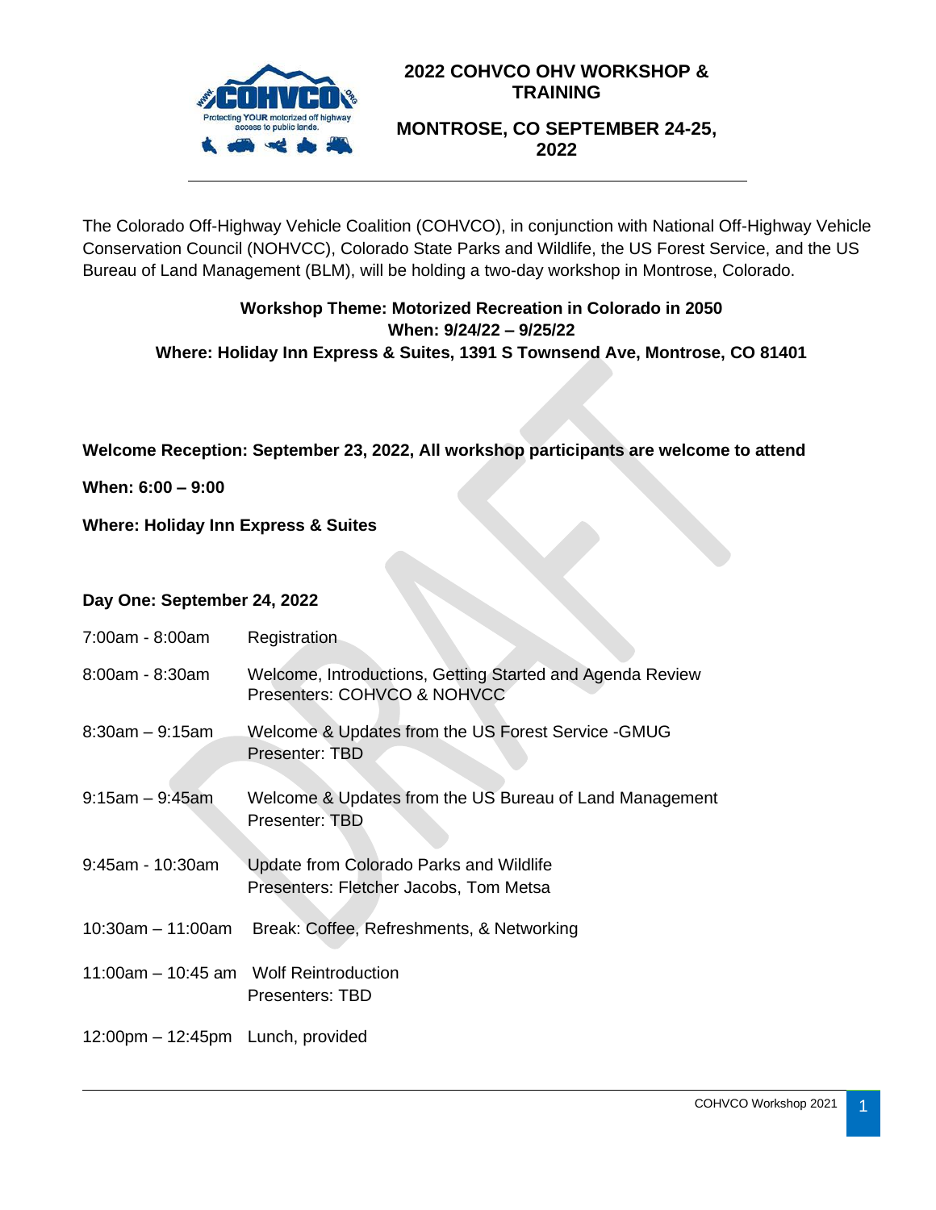# 2022 COHVCO OHV WORKSHOP & TRAINING

## MONTROSE, CO SEPTEMBER 24-25, 2022

The Colorado Off-Highway Vehicle Coalition (COHVCO), in conjunction with National Off-Highway Vehicle Conservation Council (NOHVCC), Colorado State Parks and Wildlife, the US Forest Service, and the US Bureau of Land Management (BLM), will be holding a two-day workshop in Montrose, Colorado.

**Workshop Theme: Motorized Recreation in Colorado in 2050**
**When: 9/24/22 – 9/25/22**
**Where: Holiday Inn Express & Suites, 1391 S Townsend Ave, Montrose, CO 81401**

**Welcome Reception: September 23, 2022, All workshop participants are welcome to attend**

**When: 6:00 – 9:00**

**Where: Holiday Inn Express & Suites**

### Day One: September 24, 2022

| | |
|---|---|
| 7:00am - 8:00am | Registration |
| 8:00am - 8:30am | Welcome, Introductions, Getting Started and Agenda Review<br>Presenters: COHVCO & NOHVCC |
| 8:30am – 9:15am | Welcome & Updates from the US Forest Service -GMUG<br>Presenter: TBD |
| 9:15am – 9:45am | Welcome & Updates from the US Bureau of Land Management<br>Presenter: TBD |
| 9:45am - 10:30am | Update from Colorado Parks and Wildlife<br>Presenters: Fletcher Jacobs, Tom Metsa |
| 10:30am – 11:00am | Break: Coffee, Refreshments, & Networking |
| 11:00am – 10:45 am | Wolf Reintroduction<br>Presenters: TBD |
| 12:00pm – 12:45pm | Lunch, provided |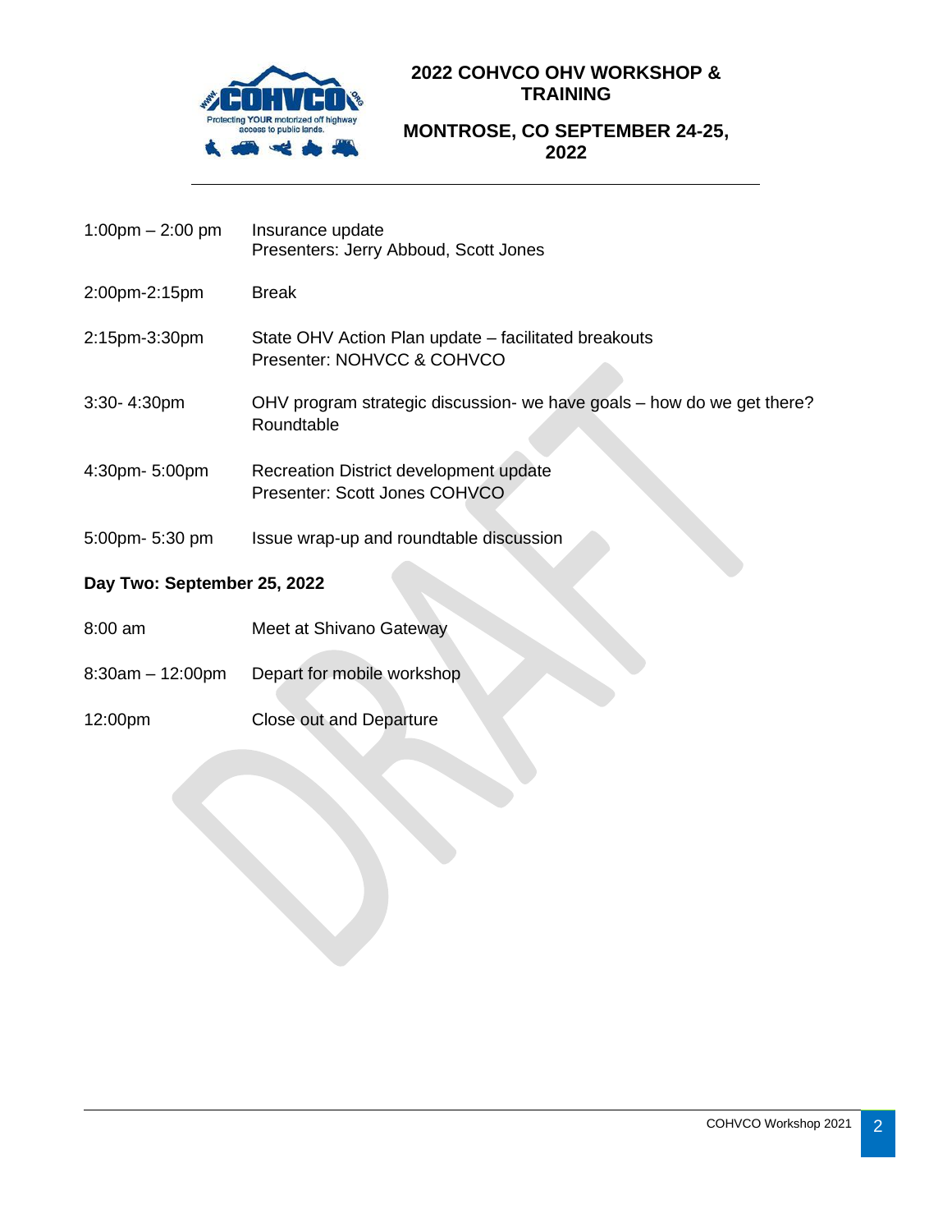# 2022 COHVCO OHV WORKSHOP & TRAINING

## MONTROSE, CO SEPTEMBER 24-25, 2022

| | |
|---|---|
| 1:00pm – 2:00 pm | Insurance update<br>Presenters: Jerry Abboud, Scott Jones |
| 2:00pm-2:15pm | Break |
| 2:15pm-3:30pm | State OHV Action Plan update – facilitated breakouts<br>Presenter: NOHVCC & COHVCO |
| 3:30- 4:30pm | OHV program strategic discussion- we have goals – how do we get there?<br>Roundtable |
| 4:30pm- 5:00pm | Recreation District development update<br>Presenter: Scott Jones COHVCO |
| 5:00pm- 5:30 pm | Issue wrap-up and roundtable discussion |

**Day Two: September 25, 2022**

| | |
|---|---|
| 8:00 am | Meet at Shivano Gateway |
| 8:30am – 12:00pm | Depart for mobile workshop |
| 12:00pm | Close out and Departure |